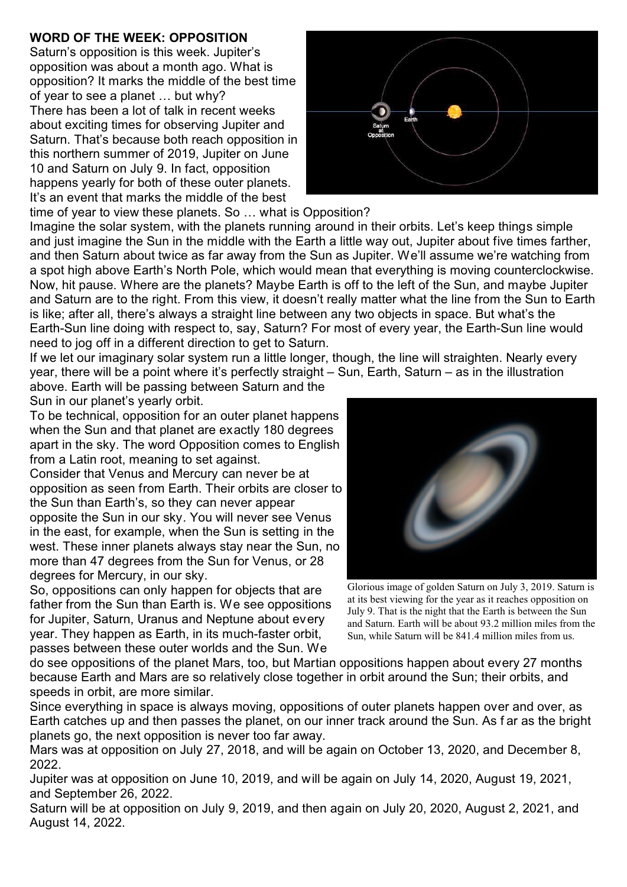**WORD OF THE WEEK: OPPOSITION**

Saturn's opposition is this week. Jupiter's opposition was about a month ago. What is opposition? It marks the middle of the best time of year to see a planet … but why?

There has been a lot of talk in recent weeks about exciting times for observing Jupiter and Saturn. That's because both reach opposition in this northern summer of 2019, Jupiter on June 10 and Saturn on July 9. In fact, opposition happens yearly for both of these outer planets. It's an event that marks the middle of the best time of year to view these planets. So … what is Opposition?

Imagine the solar system, with the planets running around in their orbits. Let's keep things simple and just imagine the Sun in the middle with the Earth a little way out, Jupiter about five times farther, and then Saturn about twice as far away from the Sun as Jupiter. We'll assume we're watching from a spot high above Earth's North Pole, which would mean that everything is moving counterclockwise. Now, hit pause. Where are the planets? Maybe Earth is off to the left of the Sun, and maybe Jupiter and Saturn are to the right. From this view, it doesn't really matter what the line from the Sun to Earth is like; after all, there's always a straight line between any two objects in space. But what's the Earth-Sun line doing with respect to, say, Saturn? For most of every year, the Earth-Sun line would need to jog off in a different direction to get to Saturn.

If we let our imaginary solar system run a little longer, though, the line will straighten. Nearly every year, there will be a point where it's perfectly straight – Sun, Earth, Saturn – as in the illustration above. Earth will be passing between Saturn and the Sun in our planet's yearly orbit.

To be technical, opposition for an outer planet happens when the Sun and that planet are exactly 180 degrees apart in the sky. The word Opposition comes to English from a Latin root, meaning to set against.

Consider that Venus and Mercury can never be at opposition as seen from Earth. Their orbits are closer to the Sun than Earth's, so they can never appear opposite the Sun in our sky. You will never see Venus in the east, for example, when the Sun is setting in the west. These inner planets always stay near the Sun, no more than 47 degrees from the Sun for Venus, or 28 degrees for Mercury, in our sky.

So, oppositions can only happen for objects that are father from the Sun than Earth is. We see oppositions for Jupiter, Saturn, Uranus and Neptune about every year. They happen as Earth, in its much-faster orbit, passes between these outer worlds and the Sun. We do see oppositions of the planet Mars, too, but Martian oppositions happen about every 27 months because Earth and Mars are so relatively close together in orbit around the Sun; their orbits, and speeds in orbit, are more similar.

Glorious image of golden Saturn on July 3, 2019. Saturn is at its best viewing for the year as it reaches opposition on July 9. That is the night that the Earth is between the Sun and Saturn. Earth will be about 93.2 million miles from the Sun, while Saturn will be 841.4 million miles from us.

Since everything in space is always moving, oppositions of outer planets happen over and over, as Earth catches up and then passes the planet, on our inner track around the Sun. As far as the bright planets go, the next opposition is never too far away.

Mars was at opposition on July 27, 2018, and will be again on October 13, 2020, and December 8, 2022.

Jupiter was at opposition on June 10, 2019, and will be again on July 14, 2020, August 19, 2021, and September 26, 2022.

Saturn will be at opposition on July 9, 2019, and then again on July 20, 2020, August 2, 2021, and August 14, 2022.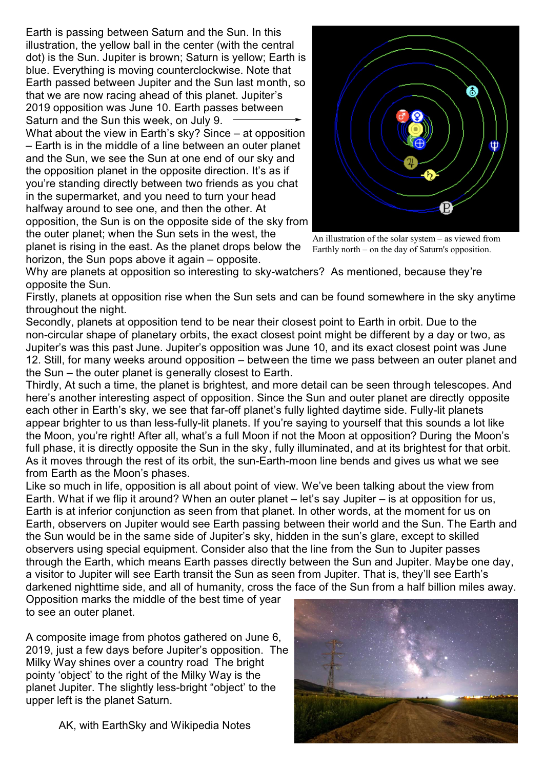Earth is passing between Saturn and the Sun. In this illustration, the yellow ball in the center (with the central dot) is the Sun. Jupiter is brown; Saturn is yellow; Earth is blue. Everything is moving counterclockwise. Note that Earth passed between Jupiter and the Sun last month, so that we are now racing ahead of this planet. Jupiter's 2019 opposition was June 10. Earth passes between Saturn and the Sun this week, on July 9. →

An illustration of the solar system – as viewed from Earthly north – on the day of Saturn's opposition.

What about the view in Earth's sky? Since – at opposition – Earth is in the middle of a line between an outer planet and the Sun, we see the Sun at one end of our sky and the opposition planet in the opposite direction. It's as if you're standing directly between two friends as you chat in the supermarket, and you need to turn your head halfway around to see one, and then the other. At opposition, the Sun is on the opposite side of the sky from the outer planet; when the Sun sets in the west, the planet is rising in the east. As the planet drops below the horizon, the Sun pops above it again – opposite.

Why are planets at opposition so interesting to sky-watchers? As mentioned, because they're opposite the Sun.

Firstly, planets at opposition rise when the Sun sets and can be found somewhere in the sky anytime throughout the night.

Secondly, planets at opposition tend to be near their closest point to Earth in orbit. Due to the non-circular shape of planetary orbits, the exact closest point might be different by a day or two, as Jupiter's was this past June. Jupiter's opposition was June 10, and its exact closest point was June 12. Still, for many weeks around opposition – between the time we pass between an outer planet and the Sun – the outer planet is generally closest to Earth.

Thirdly, At such a time, the planet is brightest, and more detail can be seen through telescopes. And here's another interesting aspect of opposition. Since the Sun and outer planet are directly opposite each other in Earth's sky, we see that far-off planet's fully lighted daytime side. Fully-lit planets appear brighter to us than less-fully-lit planets. If you're saying to yourself that this sounds a lot like the Moon, you're right! After all, what's a full Moon if not the Moon at opposition? During the Moon's full phase, it is directly opposite the Sun in the sky, fully illuminated, and at its brightest for that orbit. As it moves through the rest of its orbit, the sun-Earth-moon line bends and gives us what we see from Earth as the Moon's phases.

Like so much in life, opposition is all about point of view. We've been talking about the view from Earth. What if we flip it around? When an outer planet – let's say Jupiter – is at opposition for us, Earth is at inferior conjunction as seen from that planet. In other words, at the moment for us on Earth, observers on Jupiter would see Earth passing between their world and the Sun. The Earth and the Sun would be in the same side of Jupiter's sky, hidden in the sun's glare, except to skilled observers using special equipment. Consider also that the line from the Sun to Jupiter passes through the Earth, which means Earth passes directly between the Sun and Jupiter. Maybe one day, a visitor to Jupiter will see Earth transit the Sun as seen from Jupiter. That is, they'll see Earth's darkened nighttime side, and all of humanity, cross the face of the Sun from a half billion miles away.

Opposition marks the middle of the best time of year to see an outer planet.

A composite image from photos gathered on June 6, 2019, just a few days before Jupiter's opposition. The Milky Way shines over a country road The bright pointy 'object' to the right of the Milky Way is the planet Jupiter. The slightly less-bright "object' to the upper left is the planet Saturn.

AK, with EarthSky and Wikipedia Notes